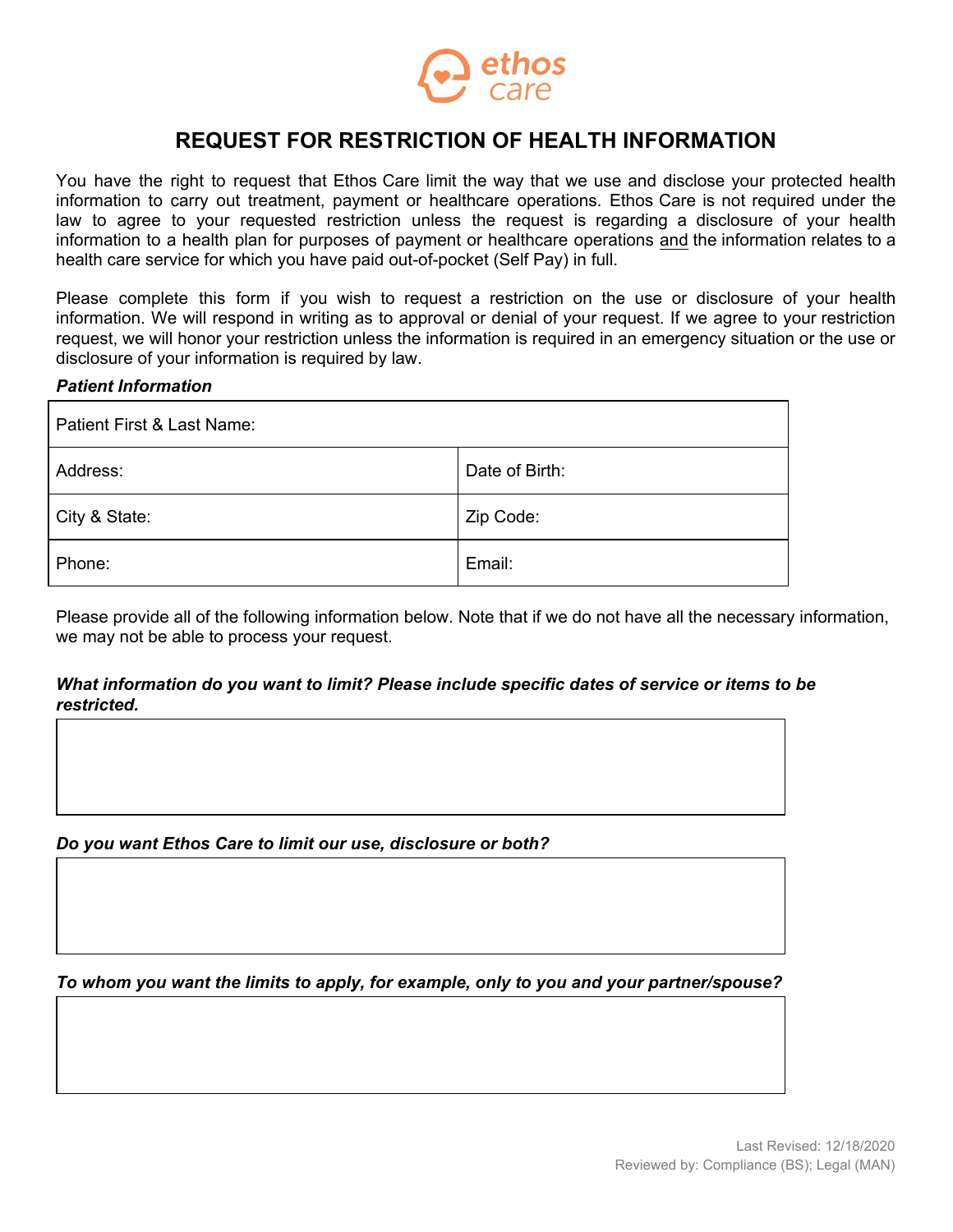ethos care

# REQUEST FOR RESTRICTION OF HEALTH INFORMATION

You have the right to request that Ethos Care limit the way that we use and disclose your protected health information to carry out treatment, payment or healthcare operations. Ethos Care is not required under the law to agree to your requested restriction unless the request is regarding a disclosure of your health information to a health plan for purposes of payment or healthcare operations and the information relates to a health care service for which you have paid out-of-pocket (Self Pay) in full.

Please complete this form if you wish to request a restriction on the use or disclosure of your health information. We will respond in writing as to approval or denial of your request. If we agree to your restriction request, we will honor your restriction unless the information is required in an emergency situation or the use or disclosure of your information is required by law.

***Patient Information***

| | |
|---|---|
| Patient First & Last Name: | |
| Address: | Date of Birth: |
| City & State: | Zip Code: |
| Phone: | Email: |

Please provide all of the following information below. Note that if we do not have all the necessary information, we may not be able to process your request.

***What information do you want to limit? Please include specific dates of service or items to be restricted.***

***Do you want Ethos Care to limit our use, disclosure or both?***

***To whom you want the limits to apply, for example, only to you and your partner/spouse?***

Last Revised: 12/18/2020
Reviewed by: Compliance (BS); Legal (MAN)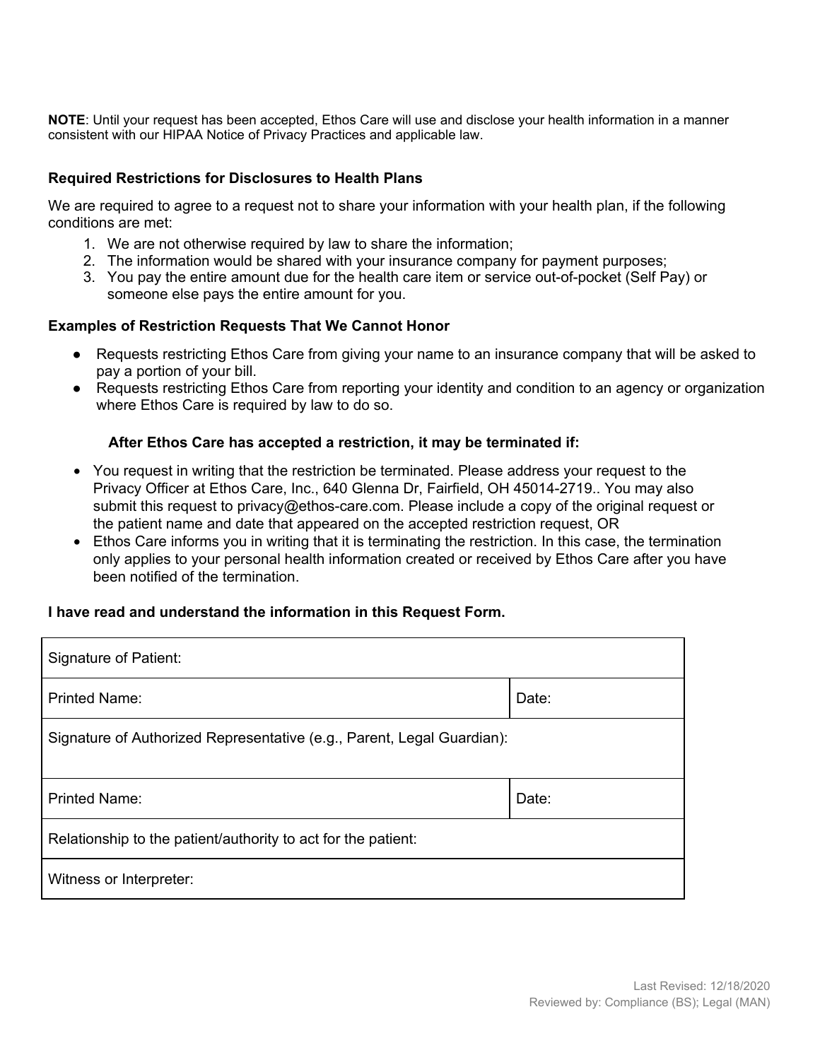**NOTE**: Until your request has been accepted, Ethos Care will use and disclose your health information in a manner consistent with our HIPAA Notice of Privacy Practices and applicable law.

**Required Restrictions for Disclosures to Health Plans**

We are required to agree to a request not to share your information with your health plan, if the following conditions are met:

1. We are not otherwise required by law to share the information;
2. The information would be shared with your insurance company for payment purposes;
3. You pay the entire amount due for the health care item or service out-of-pocket (Self Pay) or someone else pays the entire amount for you.

**Examples of Restriction Requests That We Cannot Honor**

- Requests restricting Ethos Care from giving your name to an insurance company that will be asked to pay a portion of your bill.
- Requests restricting Ethos Care from reporting your identity and condition to an agency or organization where Ethos Care is required by law to do so.

**After Ethos Care has accepted a restriction, it may be terminated if:**

- You request in writing that the restriction be terminated. Please address your request to the Privacy Officer at Ethos Care, Inc., 640 Glenna Dr, Fairfield, OH 45014-2719.. You may also submit this request to privacy@ethos-care.com. Please include a copy of the original request or the patient name and date that appeared on the accepted restriction request, OR
- Ethos Care informs you in writing that it is terminating the restriction. In this case, the termination only applies to your personal health information created or received by Ethos Care after you have been notified of the termination.

**I have read and understand the information in this Request Form.**

| | |
|---|---|
| Signature of Patient: | |
| Printed Name: | Date: |
| Signature of Authorized Representative (e.g., Parent, Legal Guardian): | |
| Printed Name: | Date: |
| Relationship to the patient/authority to act for the patient: | |
| Witness or Interpreter: | |

Last Revised: 12/18/2020
Reviewed by: Compliance (BS); Legal (MAN)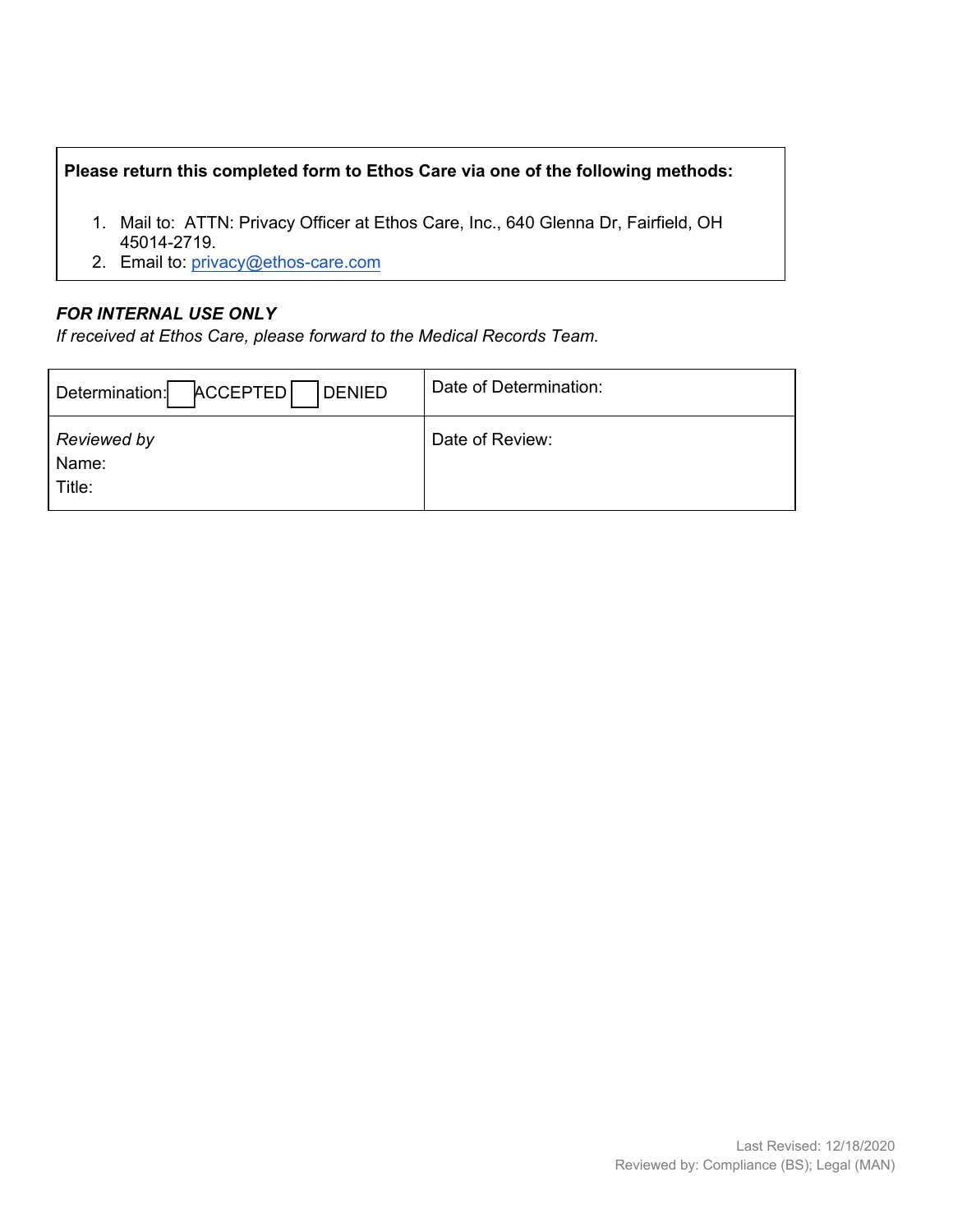**Please return this completed form to Ethos Care via one of the following methods:**

1. Mail to: ATTN: Privacy Officer at Ethos Care, Inc., 640 Glenna Dr, Fairfield, OH 45014-2719.
2. Email to: privacy@ethos-care.com

***FOR INTERNAL USE ONLY***

*If received at Ethos Care, please forward to the Medical Records Team.*

| | |
|---|---|
| Determination: ☐ ACCEPTED ☐ DENIED | Date of Determination: |
| *Reviewed by*<br>Name:<br>Title: | Date of Review: |

Last Revised: 12/18/2020
Reviewed by: Compliance (BS); Legal (MAN)